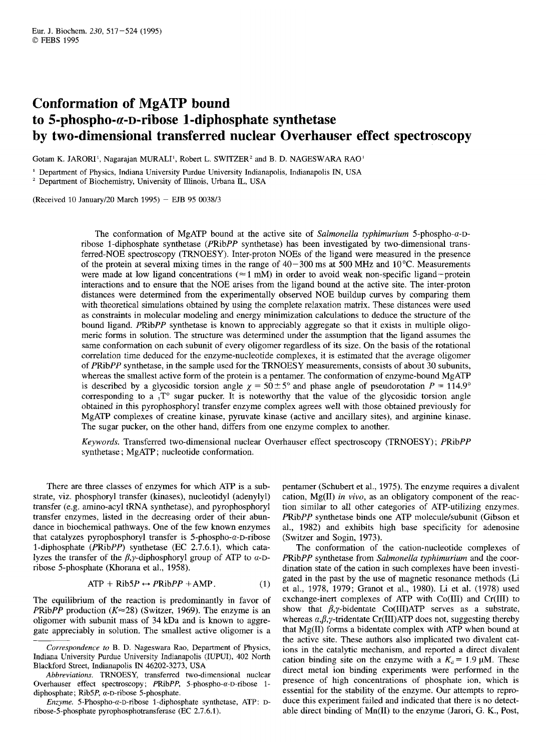# Conformation of MgATP bound to 5-phospho-α-D-ribose 1-diphosphate synthetase by two-dimensional transferred nuclear Overhauser effect spectroscopy

Gotam K. JARORI[1], Nagarajan MURALI[1], Robert L. SWITZER[2] and B. D. NAGESWARA RAO[1]

[1] Department of Physics, Indiana University Purdue University Indianapolis, Indianapolis IN, USA

[2] Department of Biochemistry, University of Illinois, Urbana IL, USA

(Received 10 January/20 March 1995) – EJB 95 0038/3

The conformation of MgATP bound at the active site of *Salmonella typhimurium* 5-phospho-α-D-ribose 1-diphosphate synthetase (*P*Rib*PP* synthetase) has been investigated by two-dimensional transferred-NOE spectroscopy (TRNOESY). Inter-proton NOEs of the ligand were measured in the presence of the protein at several mixing times in the range of 40–300 ms at 500 MHz and 10°C. Measurements were made at low ligand concentrations (≈1 mM) in order to avoid weak non-specific ligand–protein interactions and to ensure that the NOE arises from the ligand bound at the active site. The inter-proton distances were determined from the experimentally observed NOE buildup curves by comparing them with theoretical simulations obtained by using the complete relaxation matrix. These distances were used as constraints in molecular modeling and energy minimization calculations to deduce the structure of the bound ligand. *P*Rib*PP* synthetase is known to appreciably aggregate so that it exists in multiple oligomeric forms in solution. The structure was determined under the assumption that the ligand assumes the same conformation on each subunit of every oligomer regardless of its size. On the basis of the rotational correlation time deduced for the enzyme-nucleotide complexes, it is estimated that the average oligomer of *P*Rib*PP* synthetase, in the sample used for the TRNOESY measurements, consists of about 30 subunits, whereas the smallest active form of the protein is a pentamer. The conformation of enzyme-bound MgATP is described by a glycosidic torsion angle $\chi = 50 \pm 5°$ and phase angle of pseudorotation $P = 114.9°$ corresponding to a $_1T^0$ sugar pucker. It is noteworthy that the value of the glycosidic torsion angle obtained in this pyrophosphoryl transfer enzyme complex agrees well with those obtained previously for MgATP complexes of creatine kinase, pyruvate kinase (active and ancillary sites), and arginine kinase. The sugar pucker, on the other hand, differs from one enzyme complex to another.

*Keywords.* Transferred two-dimensional nuclear Overhauser effect spectroscopy (TRNOESY); *P*Rib*PP* synthetase; MgATP; nucleotide conformation.

There are three classes of enzymes for which ATP is a substrate, viz. phosphoryl transfer (kinases), nucleotidyl (adenylyl) transfer (e.g. amino-acyl tRNA synthetase), and pyrophosphoryl transfer enzymes, listed in the decreasing order of their abundance in biochemical pathways. One of the few known enzymes that catalyzes pyrophosphoryl transfer is 5-phospho-α-D-ribose 1-diphosphate (*P*Rib*PP*) synthetase (EC 2.7.6.1), which catalyzes the transfer of the β,γ-diphosphoryl group of ATP to α-D-ribose 5-phosphate (Khorana et al., 1958).

$$\text{ATP} + \text{Rib5}P \leftrightarrow P\text{Rib}PP + \text{AMP}. \quad (1)$$

The equilibrium of the reaction is predominantly in favor of *P*Rib*PP* production ($K \approx 28$) (Switzer, 1969). The enzyme is an oligomer with subunit mass of 34 kDa and is known to aggregate appreciably in solution. The smallest active oligomer is a pentamer (Schubert et al., 1975). The enzyme requires a divalent cation, Mg(II) *in vivo*, as an obligatory component of the reaction similar to all other categories of ATP-utilizing enzymes. *P*Rib*PP* synthetase binds one ATP molecule/subunit (Gibson et al., 1982) and exhibits high base specificity for adenosine (Switzer and Sogin, 1973).

The conformation of the cation-nucleotide complexes of *P*Rib*PP* synthetase from *Salmonella typhimurium* and the coordination state of the cation in such complexes have been investigated in the past by the use of magnetic resonance methods (Li et al., 1978, 1979; Granot et al., 1980). Li et al. (1978) used exchange-inert complexes of ATP with Co(III) and Cr(III) to show that β,γ-bidentate Co(III)ATP serves as a substrate, whereas α,β,γ-tridentate Cr(III)ATP does not, suggesting thereby that Mg(II) forms a bidentate complex with ATP when bound at the active site. These authors also implicated two divalent cations in the catalytic mechanism, and reported a direct divalent cation binding site on the enzyme with a $K_d = 1.9$ μM. These direct metal ion binding experiments were performed in the presence of high concentrations of phosphate ion, which is essential for the stability of the enzyme. Our attempts to reproduce this experiment failed and indicated that there is no detectable direct binding of Mn(II) to the enzyme (Jarori, G. K., Post,

*Correspondence to* B. D. Nageswara Rao, Department of Physics, Indiana University Purdue University Indianapolis (IUPUI), 402 North Blackford Street, Indianapolis IN 46202-3273, USA

*Abbreviations.* TRNOESY, transferred two-dimensional nuclear Overhauser effect spectroscopy; *P*Rib*PP*, 5-phospho-α-D-ribose 1-diphosphate; Rib5*P*, α-D-ribose 5-phosphate.

*Enzyme.* 5-Phospho-α-D-ribose 1-diphosphate synthetase, ATP: D-ribose-5-phosphate pyrophosphotransferase (EC 2.7.6.1).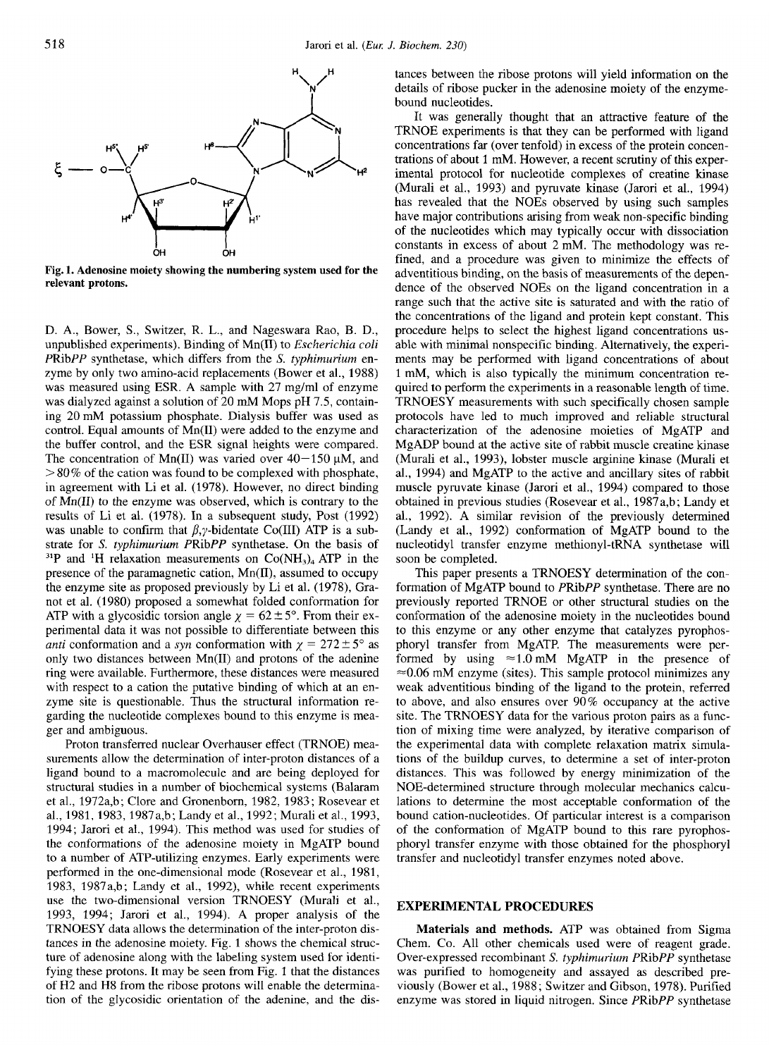Fig. 1. **Adenosine moiety showing the numbering system used for the relevant protons.**

D. A., Bower, S., Switzer, R. L., and Nageswara Rao, B. D., unpublished experiments). Binding of Mn(II) to *Escherichia coli* *P*Rib*PP* synthetase, which differs from the *S. typhimurium* enzyme by only two amino-acid replacements (Bower et al., 1988) was measured using ESR. A sample with 27 mg/ml of enzyme was dialyzed against a solution of 20 mM Mops pH 7.5, containing 20 mM potassium phosphate. Dialysis buffer was used as control. Equal amounts of Mn(II) were added to the enzyme and the buffer control, and the ESR signal heights were compared. The concentration of Mn(II) was varied over 40–150 μM, and >80% of the cation was found to be complexed with phosphate, in agreement with Li et al. (1978). However, no direct binding of Mn(II) to the enzyme was observed, which is contrary to the results of Li et al. (1978). In a subsequent study, Post (1992) was unable to confirm that $\beta,\gamma$-bidentate Co(III) ATP is a substrate for *S. typhimurium* *P*Rib*PP* synthetase. On the basis of $^{31}P$ and $^{1}H$ relaxation measurements on $Co(NH_3)_4$ ATP in the presence of the paramagnetic cation, Mn(II), assumed to occupy the enzyme site as proposed previously by Li et al. (1978), Granot et al. (1980) proposed a somewhat folded conformation for ATP with a glycosidic torsion angle $\chi = 62 \pm 5°$. From their experimental data it was not possible to differentiate between this *anti* conformation and a *syn* conformation with $\chi = 272 \pm 5°$ as only two distances between Mn(II) and protons of the adenine ring were available. Furthermore, these distances were measured with respect to a cation the putative binding of which at an enzyme site is questionable. Thus the structural information regarding the nucleotide complexes bound to this enzyme is meager and ambiguous.

Proton transferred nuclear Overhauser effect (TRNOE) measurements allow the determination of inter-proton distances of a ligand bound to a macromolecule and are being deployed for structural studies in a number of biochemical systems (Balaram et al., 1972a,b; Clore and Gronenborn, 1982, 1983; Rosevear et al., 1981, 1983, 1987a,b; Landy et al., 1992; Murali et al., 1993, 1994; Jarori et al., 1994). This method was used for studies of the conformations of the adenosine moiety in MgATP bound to a number of ATP-utilizing enzymes. Early experiments were performed in the one-dimensional mode (Rosevear et al., 1981, 1983, 1987a,b; Landy et al., 1992), while recent experiments use the two-dimensional version TRNOESY (Murali et al., 1993, 1994; Jarori et al., 1994). A proper analysis of the TRNOESY data allows the determination of the inter-proton distances in the adenosine moiety. Fig. 1 shows the chemical structure of adenosine along with the labeling system used for identifying these protons. It may be seen from Fig. 1 that the distances of H2 and H8 from the ribose protons will enable the determination of the glycosidic orientation of the adenine, and the distances between the ribose protons will yield information on the details of ribose pucker in the adenosine moiety of the enzyme-bound nucleotides.

It was generally thought that an attractive feature of the TRNOE experiments is that they can be performed with ligand concentrations far (over tenfold) in excess of the protein concentrations of about 1 mM. However, a recent scrutiny of this experimental protocol for nucleotide complexes of creatine kinase (Murali et al., 1993) and pyruvate kinase (Jarori et al., 1994) has revealed that the NOEs observed by using such samples have major contributions arising from weak non-specific binding of the nucleotides which may typically occur with dissociation constants in excess of about 2 mM. The methodology was refined, and a procedure was given to minimize the effects of adventitious binding, on the basis of measurements of the dependence of the observed NOEs on the ligand concentration in a range such that the active site is saturated and with the ratio of the concentrations of the ligand and protein kept constant. This procedure helps to select the highest ligand concentrations usable with minimal nonspecific binding. Alternatively, the experiments may be performed with ligand concentrations of about 1 mM, which is also typically the minimum concentration required to perform the experiments in a reasonable length of time. TRNOESY measurements with such specifically chosen sample protocols have led to much improved and reliable structural characterization of the adenosine moieties of MgATP and MgADP bound at the active site of rabbit muscle creatine kinase (Murali et al., 1993), lobster muscle arginine kinase (Murali et al., 1994) and MgATP to the active and ancillary sites of rabbit muscle pyruvate kinase (Jarori et al., 1994) compared to those obtained in previous studies (Rosevear et al., 1987a,b; Landy et al., 1992). A similar revision of the previously determined (Landy et al., 1992) conformation of MgATP bound to the nucleotidyl transfer enzyme methionyl-tRNA synthetase will soon be completed.

This paper presents a TRNOESY determination of the conformation of MgATP bound to *P*Rib*PP* synthetase. There are no previously reported TRNOE or other structural studies on the conformation of the adenosine moiety in the nucleotides bound to this enzyme or any other enzyme that catalyzes pyrophosphoryl transfer from MgATP. The measurements were performed by using ≈1.0 mM MgATP in the presence of ≈0.06 mM enzyme (sites). This sample protocol minimizes any weak adventitious binding of the ligand to the protein, referred to above, and also ensures over 90% occupancy at the active site. The TRNOESY data for the various proton pairs as a function of mixing time were analyzed, by iterative comparison of the experimental data with complete relaxation matrix simulations of the buildup curves, to determine a set of inter-proton distances. This was followed by energy minimization of the NOE-determined structure through molecular mechanics calculations to determine the most acceptable conformation of the bound cation-nucleotides. Of particular interest is a comparison of the conformation of MgATP bound to this rare pyrophosphoryl transfer enzyme with those obtained for the phosphoryl transfer and nucleotidyl transfer enzymes noted above.

## EXPERIMENTAL PROCEDURES

**Materials and methods.** ATP was obtained from Sigma Chem. Co. All other chemicals used were of reagent grade. Over-expressed recombinant *S. typhimurium* *P*Rib*PP* synthetase was purified to homogeneity and assayed as described previously (Bower et al., 1988; Switzer and Gibson, 1978). Purified enzyme was stored in liquid nitrogen. Since *P*Rib*PP* synthetase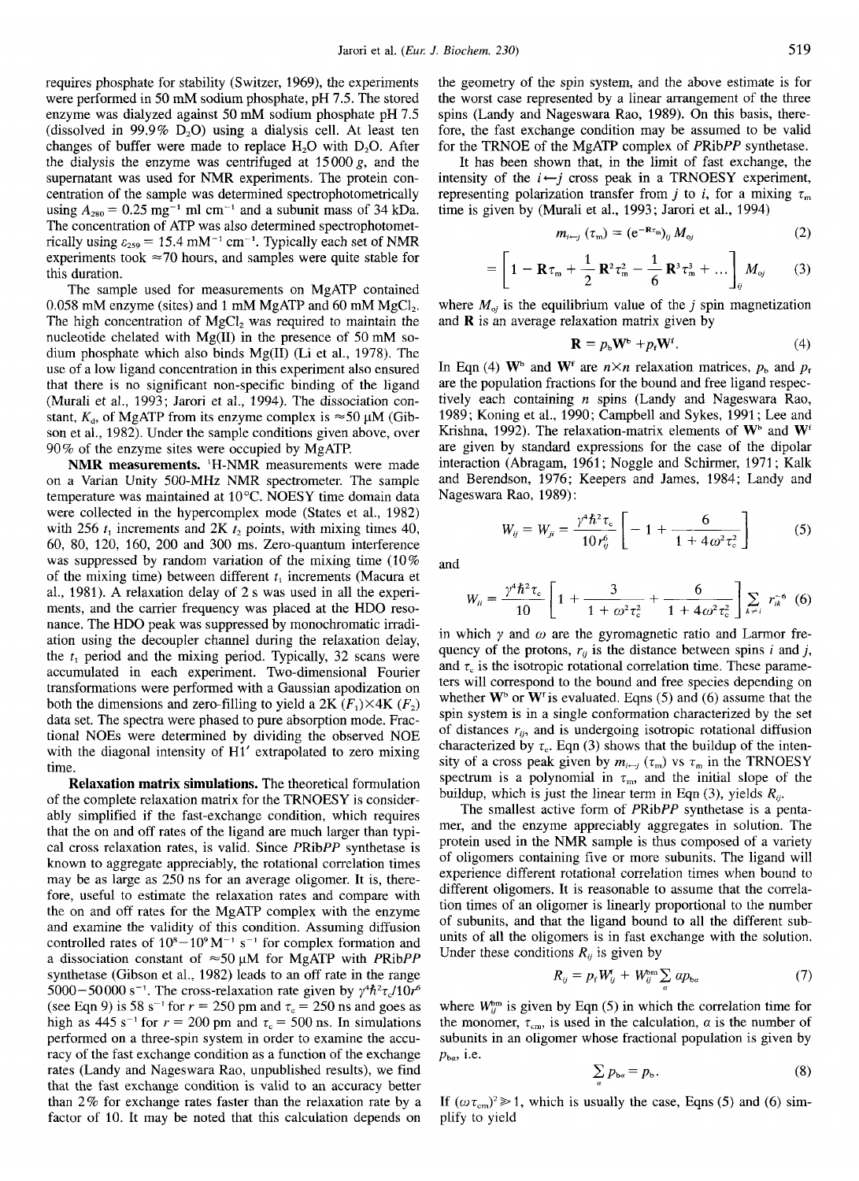requires phosphate for stability (Switzer, 1969), the experiments were performed in 50 mM sodium phosphate, pH 7.5. The stored enzyme was dialyzed against 50 mM sodium phosphate pH 7.5 (dissolved in 99.9% $D_2O$) using a dialysis cell. At least ten changes of buffer were made to replace $H_2O$ with $D_2O$. After the dialysis the enzyme was centrifuged at 15000 *g*, and the supernatant was used for NMR experiments. The protein concentration of the sample was determined spectrophotometrically using $A_{280} = 0.25$ $mg^{-1}$ ml $cm^{-1}$ and a subunit mass of 34 kDa. The concentration of ATP was also determined spectrophotometrically using $\varepsilon_{259} = 15.4$ $mM^{-1}$ $cm^{-1}$. Typically each set of NMR experiments took ≈70 hours, and samples were quite stable for this duration.

The sample used for measurements on MgATP contained 0.058 mM enzyme (sites) and 1 mM MgATP and 60 mM $MgCl_2$. The high concentration of $MgCl_2$ was required to maintain the nucleotide chelated with Mg(II) in the presence of 50 mM sodium phosphate which also binds Mg(II) (Li et al., 1978). The use of a low ligand concentration in this experiment also ensured that there is no significant non-specific binding of the ligand (Murali et al., 1993; Jarori et al., 1994). The dissociation constant, $K_d$, of MgATP from its enzyme complex is ≈50 μM (Gibson et al., 1982). Under the sample conditions given above, over 90% of the enzyme sites were occupied by MgATP.

**NMR measurements.** $^1$H-NMR measurements were made on a Varian Unity 500-MHz NMR spectrometer. The sample temperature was maintained at 10°C. NOESY time domain data were collected in the hypercomplex mode (States et al., 1982) with 256 $t_1$ increments and 2K $t_2$ points, with mixing times 40, 60, 80, 120, 160, 200 and 300 ms. Zero-quantum interference was suppressed by random variation of the mixing time (10% of the mixing time) between different $t_1$ increments (Macura et al., 1981). A relaxation delay of 2 s was used in all the experiments, and the carrier frequency was placed at the HDO resonance. The HDO peak was suppressed by monochromatic irradiation using the decoupler channel during the relaxation delay, the $t_1$ period and the mixing period. Typically, 32 scans were accumulated in each experiment. Two-dimensional Fourier transformations were performed with a Gaussian apodization on both the dimensions and zero-filling to yield a 2K ($F_1$)×4K ($F_2$) data set. The spectra were phased to pure absorption mode. Fractional NOEs were determined by dividing the observed NOE with the diagonal intensity of H1′ extrapolated to zero mixing time.

**Relaxation matrix simulations.** The theoretical formulation of the complete relaxation matrix for the TRNOESY is considerably simplified if the fast-exchange condition, which requires that the on and off rates of the ligand are much larger than typical cross relaxation rates, is valid. Since *P*Rib*PP* synthetase is known to aggregate appreciably, the rotational correlation times may be as large as 250 ns for an average oligomer. It is, therefore, useful to estimate the relaxation rates and compare with the on and off rates for the MgATP complex with the enzyme and examine the validity of this condition. Assuming diffusion controlled rates of $10^8$–$10^9$ $M^{-1}$ $s^{-1}$ for complex formation and a dissociation constant of ≈50 μM for MgATP with *P*Rib*PP* synthetase (Gibson et al., 1982) leads to an off rate in the range 5000–50000 $s^{-1}$. The cross-relaxation rate given by $\gamma^4\hbar^2\tau_c/10r^6$ (see Eqn 9) is 58 $s^{-1}$ for $r$ = 250 pm and $\tau_c$ = 250 ns and goes as high as 445 $s^{-1}$ for $r$ = 200 pm and $\tau_c$ = 500 ns. In simulations performed on a three-spin system in order to examine the accuracy of the fast exchange condition as a function of the exchange rates (Landy and Nageswara Rao, unpublished results), we find that the fast exchange condition is valid to an accuracy better than 2% for exchange rates faster than the relaxation rate by a factor of 10. It may be noted that this calculation depends on the geometry of the spin system, and the above estimate is for the worst case represented by a linear arrangement of the three spins (Landy and Nageswara Rao, 1989). On this basis, therefore, the fast exchange condition may be assumed to be valid for the TRNOE of the MgATP complex of *P*Rib*PP* synthetase.

It has been shown that, in the limit of fast exchange, the intensity of the $i \leftarrow j$ cross peak in a TRNOESY experiment, representing polarization transfer from $j$ to $i$, for a mixing $\tau_m$ time is given by (Murali et al., 1993; Jarori et al., 1994)

$$m_{i\leftarrow j}(\tau_m) = (e^{-\mathbf{R}\tau_m})_{ij} M_{oj} \tag{2}$$

$$= \left[1 - \mathbf{R}\tau_m + \frac{1}{2}\mathbf{R}^2\tau_m^2 - \frac{1}{6}\mathbf{R}^3\tau_m^3 + \ldots\right]_{ij} M_{oj} \tag{3}$$

where $M_{oj}$ is the equilibrium value of the $j$ spin magnetization and $\mathbf{R}$ is an average relaxation matrix given by

$$\mathbf{R} = p_b\mathbf{W}^b + p_f\mathbf{W}^f. \tag{4}$$

In Eqn (4) $\mathbf{W}^b$ and $\mathbf{W}^f$ are $n\times n$ relaxation matrices, $p_b$ and $p_f$ are the population fractions for the bound and free ligand respectively each containing $n$ spins (Landy and Nageswara Rao, 1989; Koning et al., 1990; Campbell and Sykes, 1991; Lee and Krishna, 1992). The relaxation-matrix elements of $\mathbf{W}^b$ and $\mathbf{W}^f$ are given by standard expressions for the case of the dipolar interaction (Abragam, 1961; Noggle and Schirmer, 1971; Kalk and Berendson, 1976; Keepers and James, 1984; Landy and Nageswara Rao, 1989):

$$W_{ij} = W_{ji} = \frac{\gamma^4\hbar^2\tau_c}{10r_{ij}^6}\left[-1 + \frac{6}{1+4\omega^2\tau_c^2}\right] \tag{5}$$

and

$$W_{ii} = \frac{\gamma^4\hbar^2\tau_c}{10}\left[1 + \frac{3}{1+\omega^2\tau_c^2} + \frac{6}{1+4\omega^2\tau_c^2}\right]\sum_{k\neq i} r_{ik}^{-6} \tag{6}$$

in which $\gamma$ and $\omega$ are the gyromagnetic ratio and Larmor frequency of the protons, $r_{ij}$ is the distance between spins $i$ and $j$, and $\tau_c$ is the isotropic rotational correlation time. These parameters will correspond to the bound and free species depending on whether $\mathbf{W}^b$ or $\mathbf{W}^f$ is evaluated. Eqns (5) and (6) assume that the spin system is in a single conformation characterized by the set of distances $r_{ij}$, and is undergoing isotropic rotational diffusion characterized by $\tau_c$. Eqn (3) shows that the buildup of the intensity of a cross peak given by $m_{i\leftarrow j}(\tau_m)$ vs $\tau_m$ in the TRNOESY spectrum is a polynomial in $\tau_m$, and the initial slope of the buildup, which is just the linear term in Eqn (3), yields $R_{ij}$.

The smallest active form of *P*Rib*PP* synthetase is a pentamer, and the enzyme appreciably aggregates in solution. The protein used in the NMR sample is thus composed of a variety of oligomers containing five or more subunits. The ligand will experience different rotational correlation times when bound to different oligomers. It is reasonable to assume that the correlation times of an oligomer is linearly proportional to the number of subunits, and that the ligand bound to all the different subunits of all the oligomers is in fast exchange with the solution. Under these conditions $R_{ij}$ is given by

$$R_{ij} = p_f W_{ij}^f + W_{ij}^{bm} \sum_{\alpha} \alpha p_{b\alpha} \tag{7}$$

where $W_{ij}^{bm}$ is given by Eqn (5) in which the correlation time for the monomer, $\tau_{cm}$, is used in the calculation, $\alpha$ is the number of subunits in an oligomer whose fractional population is given by $p_{b\alpha}$, i.e.

$$\sum_{\alpha} p_{b\alpha} = p_b. \tag{8}$$

If $(\omega\tau_{cm})^2 \gg 1$, which is usually the case, Eqns (5) and (6) simplify to yield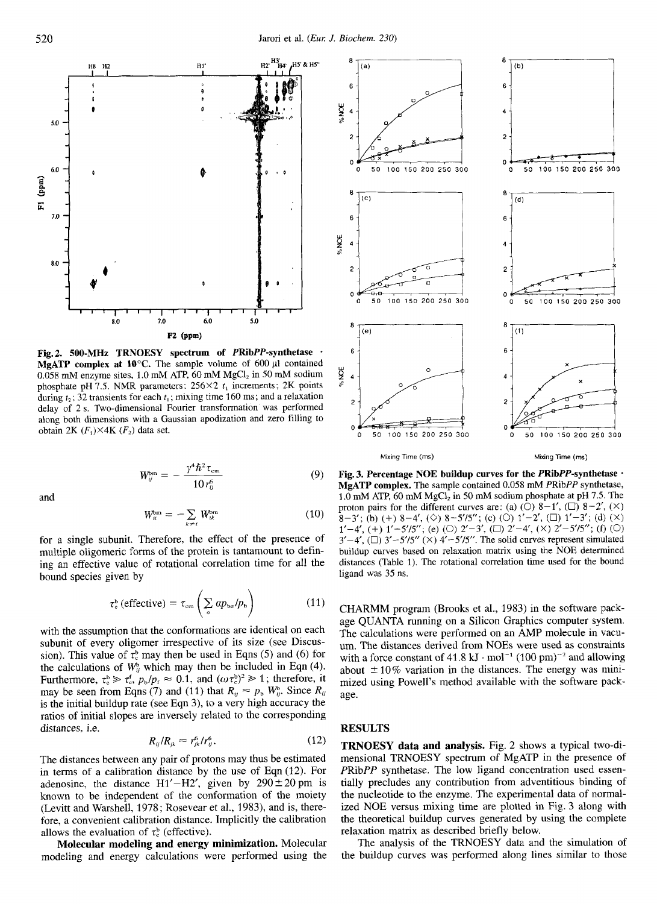**Fig. 2. 500-MHz TRNOESY spectrum of *PRibPP*-synthetase · MgATP complex at 10°C.** The sample volume of 600 µl contained 0.058 mM enzyme sites, 1.0 mM ATP, 60 mM $MgCl_2$ in 50 mM sodium phosphate pH 7.5. NMR parameters: 256×2 $t_1$ increments; 2K points during $t_2$; 32 transients for each $t_1$; mixing time 160 ms; and a relaxation delay of 2 s. Two-dimensional Fourier transformation was performed along both dimensions with a Gaussian apodization and zero filling to obtain 2K ($F_1$)×4K ($F_2$) data set.

$$W_{ij}^{bm} = -\frac{\gamma^4 \hbar^2 \tau_{cm}}{10 r_{ij}^6} \tag{9}$$

and

$$W_{ii}^{bm} = -\sum_{k \neq i} W_{ik}^{bm} \tag{10}$$

for a single subunit. Therefore, the effect of the presence of multiple oligomeric forms of the protein is tantamount to defining an effective value of rotational correlation time for all the bound species given by

$$\tau_c^b\,(\text{effective}) = \tau_{cm}\left(\sum_{\alpha} \alpha p_{b\alpha}/p_b\right) \tag{11}$$

with the assumption that the conformations are identical on each subunit of every oligomer irrespective of its size (see Discussion). This value of $\tau_c^b$ may then be used in Eqns (5) and (6) for the calculations of $W_{ij}^b$ which may then be included in Eqn (4). Furthermore, $\tau_c^b \gg \tau_c^f$, $p_b/p_t \approx 0.1$, and $(\omega\tau_c^b)^2 \gg 1$; therefore, it may be seen from Eqns (7) and (11) that $R_{ij} \approx p_b\, W_{ij}^b$. Since $R_{ij}$ is the initial buildup rate (see Eqn 3), to a very high accuracy the ratios of initial slopes are inversely related to the corresponding distances, i.e.

$$R_{ij}/R_{jk} \approx r_{jk}^6/r_{ij}^6. \tag{12}$$

The distances between any pair of protons may thus be estimated in terms of a calibration distance by the use of Eqn (12). For adenosine, the distance H1'–H2', given by 290±20 pm is known to be independent of the conformation of the moiety (Levitt and Warshell, 1978; Rosevear et al., 1983), and is, therefore, a convenient calibration distance. Implicitly the calibration allows the evaluation of $\tau_c^b$ (effective).

**Molecular modeling and energy minimization.** Molecular modeling and energy calculations were performed using the CHARMM program (Brooks et al., 1983) in the software package QUANTA running on a Silicon Graphics computer system. The calculations were performed on an AMP molecule in vacuum. The distances derived from NOEs were used as constraints with a force constant of 41.8 kJ · $mol^{-1}$ (100 $pm)^{-2}$ and allowing about ±10% variation in the distances. The energy was minimized using Powell's method available with the software package.

**Fig. 3. Percentage NOE buildup curves for the *PRibPP*-synthetase · MgATP complex.** The sample contained 0.058 mM *PRibPP* synthetase, 1.0 mM ATP, 60 mM $MgCl_2$ in 50 mM sodium phosphate at pH 7.5. The proton pairs for the different curves are: (a) (○) 8–1', (□) 8–2', (×) 8–3'; (b) (+) 8–4', (◇) 8–5'/5''; (c) (○) 1'–2', (□) 1'–3'; (d) (×) 1'–4', (+) 1'–5'/5''; (e) (○) 2'–3', (□) 2'–4', (×) 2'–5'/5''; (f) (○) 3'–4', (□) 3'–5'/5'' (×) 4'–5'/5''. The solid curves represent simulated buildup curves based on relaxation matrix using the NOE determined distances (Table 1). The rotational correlation time used for the bound ligand was 35 ns.

## RESULTS

**TRNOESY data and analysis.** Fig. 2 shows a typical two-dimensional TRNOESY spectrum of MgATP in the presence of *PRibPP* synthetase. The low ligand concentration used essentially precludes any contribution from adventitious binding of the nucleotide to the enzyme. The experimental data of normalized NOE versus mixing time are plotted in Fig. 3 along with the theoretical buildup curves generated by using the complete relaxation matrix as described briefly below.

The analysis of the TRNOESY data and the simulation of the buildup curves was performed along lines similar to those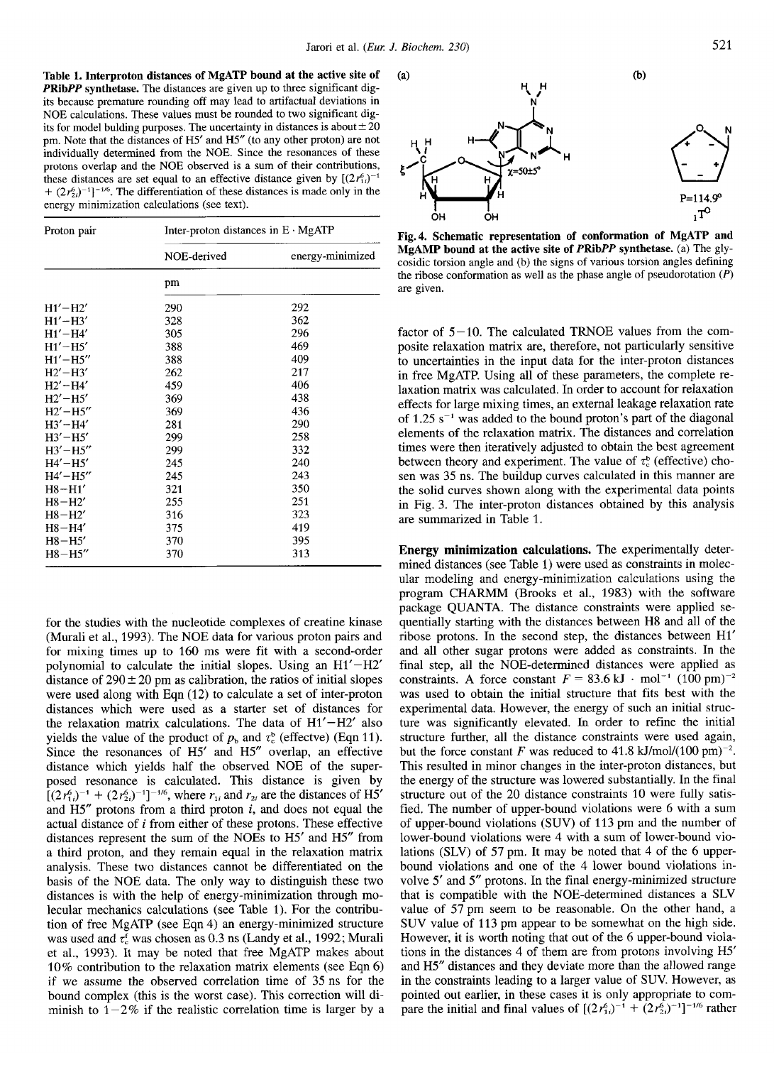**Table 1. Interproton distances of MgATP bound at the active site of *PRibPP* synthetase.** The distances are given up to three significant digits because premature rounding off may lead to artifactual deviations in NOE calculations. These values must be rounded to two significant digits for model bulding purposes. The uncertainty in distances is about ± 20 pm. Note that the distances of H5′ and H5″ (to any other proton) are not individually determined from the NOE. Since the resonances of these protons overlap and the NOE observed is a sum of their contributions, these distances are set equal to an effective distance given by $[(2r_{1i}^6)^{-1} + (2r_{2i}^6)^{-1}]^{-1/6}$. The differentiation of these distances is made only in the energy minimization calculations (see text).

| Proton pair | Inter-proton distances in E · MgATP | |
|---|---|---|
| | NOE-derived | energy-minimized |
| | pm | |
| H1′–H2′ | 290 | 292 |
| H1′–H3′ | 328 | 362 |
| H1′–H4′ | 305 | 296 |
| H1′–H5′ | 388 | 469 |
| H1′–H5″ | 388 | 409 |
| H2′–H3′ | 262 | 217 |
| H2′–H4′ | 459 | 406 |
| H2′–H5′ | 369 | 438 |
| H2′–H5″ | 369 | 436 |
| H3′–H4′ | 281 | 290 |
| H3′–H5′ | 299 | 258 |
| H3′–H5″ | 299 | 332 |
| H4′–H5′ | 245 | 240 |
| H4′–H5″ | 245 | 243 |
| H8–H1′ | 321 | 350 |
| H8–H2′ | 255 | 251 |
| H8–H2′ | 316 | 323 |
| H8–H4′ | 375 | 419 |
| H8–H5′ | 370 | 395 |
| H8–H5″ | 370 | 313 |

for the studies with the nucleotide complexes of creatine kinase (Murali et al., 1993). The NOE data for various proton pairs and for mixing times up to 160 ms were fit with a second-order polynomial to calculate the initial slopes. Using an H1′–H2′ distance of 290 ± 20 pm as calibration, the ratios of initial slopes were used along with Eqn (12) to calculate a set of inter-proton distances which were used as a starter set of distances for the relaxation matrix calculations. The data of H1′–H2′ also yields the value of the product of $p_b$ and $\tau_c^b$ (effectve) (Eqn 11). Since the resonances of H5′ and H5″ overlap, an effective distance which yields half the observed NOE of the superposed resonance is calculated. This distance is given by $[(2r_{1i}^6)^{-1} + (2r_{2i}^6)^{-1}]^{-1/6}$, where $r_{1i}$ and $r_{2i}$ are the distances of H5′ and H5″ protons from a third proton *i*, and does not equal the actual distance of *i* from either of these protons. These effective distances represent the sum of the NOEs to H5′ and H5″ from a third proton, and they remain equal in the relaxation matrix analysis. These two distances cannot be differentiated on the basis of the NOE data. The only way to distinguish these two distances is with the help of energy-minimization through molecular mechanics calculations (see Table 1). For the contribution of free MgATP (see Eqn 4) an energy-minimized structure was used and $\tau_c^f$ was chosen as 0.3 ns (Landy et al., 1992; Murali et al., 1993). It may be noted that free MgATP makes about 10% contribution to the relaxation matrix elements (see Eqn 6) if we assume the observed correlation time of 35 ns for the bound complex (this is the worst case). This correction will diminish to 1–2% if the realistic correlation time is larger by a factor of 5–10. The calculated TRNOE values from the composite relaxation matrix are, therefore, not particularly sensitive to uncertainties in the input data for the inter-proton distances in free MgATP. Using all of these parameters, the complete relaxation matrix was calculated. In order to account for relaxation effects for large mixing times, an external leakage relaxation rate of 1.25 $s^{-1}$ was added to the bound proton's part of the diagonal elements of the relaxation matrix. The distances and correlation times were then iteratively adjusted to obtain the best agreement between theory and experiment. The value of $\tau_c^b$ (effective) chosen was 35 ns. The buildup curves calculated in this manner are the solid curves shown along with the experimental data points in Fig. 3. The inter-proton distances obtained by this analysis are summarized in Table 1.

**Fig. 4. Schematic representation of conformation of MgATP and MgAMP bound at the active site of *PRibPP* synthetase.** (a) The glycosidic torsion angle and (b) the signs of various torsion angles defining the ribose conformation as well as the phase angle of pseudorotation (*P*) are given.

**Energy minimization calculations.** The experimentally determined distances (see Table 1) were used as constraints in molecular modeling and energy-minimization calculations using the program CHARMM (Brooks et al., 1983) with the software package QUANTA. The distance constraints were applied sequentially starting with the distances between H8 and all of the ribose protons. In the second step, the distances between H1′ and all other sugar protons were added as constraints. In the final step, all the NOE-determined distances were applied as constraints. A force constant $F = 83.6$ kJ · mol$^{-1}$ (100 pm)$^{-2}$ was used to obtain the initial structure that fits best with the experimental data. However, the energy of such an initial structure was significantly elevated. In order to refine the initial structure further, all the distance constraints were used again, but the force constant *F* was reduced to 41.8 kJ/mol/(100 pm)$^{-2}$. This resulted in minor changes in the inter-proton distances, but the energy of the structure was lowered substantially. In the final structure out of the 20 distance constraints 10 were fully satisfied. The number of upper-bound violations were 6 with a sum of upper-bound violations (SUV) of 113 pm and the number of lower-bound violations were 4 with a sum of lower-bound violations (SLV) of 57 pm. It may be noted that 4 of the 6 upper-bound violations and one of the 4 lower bound violations involve 5′ and 5″ protons. In the final energy-minimized structure that is compatible with the NOE-determined distances a SLV value of 57 pm seem to be reasonable. On the other hand, a SUV value of 113 pm appear to be somewhat on the high side. However, it is worth noting that out of the 6 upper-bound violations in the distances 4 of them are from protons involving H5′ and H5″ distances and they deviate more than the allowed range in the constraints leading to a larger value of SUV. However, as pointed out earlier, in these cases it is only appropriate to compare the initial and final values of $[(2r_{1i}^6)^{-1} + (2r_{2i}^6)^{-1}]^{-1/6}$ rather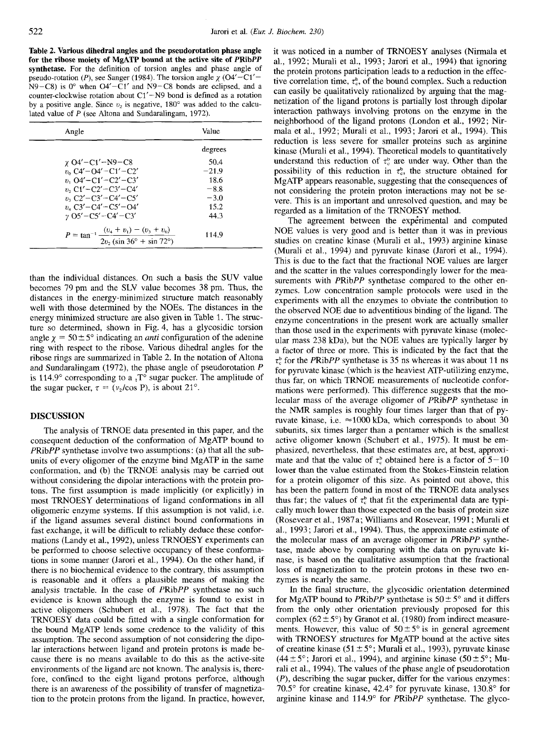**Table 2. Various dihedral angles and the pseudorotation phase angle for the ribose moiety of MgATP bound at the active site of *PRibPP* synthetase.** For the definition of torsion angles and phase angle of pseudo-rotation (*P*), see Sanger (1984). The torsion angle $\chi$ (O4′−C1′−N9−C8) is 0° when O4′−C1′ and N9−C8 bonds are eclipsed, and a counter-clockwise rotation about C1′−N9 bond is defined as a rotation by a positive angle. Since $\upsilon_2$ is negative, 180° was added to the calculated value of *P* (see Altona and Sundaralingam, 1972).

| Angle | Value |
|---|---|
| | degrees |
| $\chi$ O4′−C1′−N9−C8 | 50.4 |
| $\upsilon_0$ C4′−O4′−C1′−C2′ | −21.9 |
| $\upsilon_1$ O4′−C1′−C2′−C3′ | 18.6 |
| $\upsilon_2$ C1′−C2′−C3′−C4′ | −8.8 |
| $\upsilon_3$ C2′−C3′−C4′−C5′ | −3.0 |
| $\upsilon_4$ C3′−C4′−C5′−O4′ | 15.2 |
| $\gamma$ O5′−C5′−C4′−C3′ | 44.3 |
| $P = \tan^{-1} \dfrac{(\upsilon_4 + \upsilon_1) - (\upsilon_3 + \upsilon_0)}{2\upsilon_2\,(\sin 36° + \sin 72°)}$ | 114.9 |

than the individual distances. On such a basis the SUV value becomes 79 pm and the SLV value becomes 38 pm. Thus, the distances in the energy-minimized structure match reasonably well with those determined by the NOEs. The distances in the energy minimized structure are also given in Table 1. The structure so determined, shown in Fig. 4, has a glycosidic torsion angle $\chi = 50 \pm 5°$ indicating an *anti* configuration of the adenine ring with respect to the ribose. Various dihedral angles for the ribose rings are summarized in Table 2. In the notation of Altona and Sundaralingam (1972), the phase angle of pseudorotation *P* is 114.9° corresponding to a ${}_1T^{\circ}$ sugar pucker. The amplitude of the sugar pucker, $\tau = (\upsilon_2/\cos P)$, is about 21°.

## DISCUSSION

The analysis of TRNOE data presented in this paper, and the consequent deduction of the conformation of MgATP bound to *PRibPP* synthetase involve two assumptions: (a) that all the subunits of every oligomer of the enzyme bind MgATP in the same conformation, and (b) the TRNOE analysis may be carried out without considering the dipolar interactions with the protein protons. The first assumption is made implicitly (or explicitly) in most TRNOESY determinations of ligand conformations in all oligomeric enzyme systems. If this assumption is not valid, i.e. if the ligand assumes several distinct bound conformations in fast exchange, it will be difficult to reliably deduce these conformations (Landy et al., 1992), unless TRNOESY experiments can be performed to choose selective occupancy of these conformations in some manner (Jarori et al., 1994). On the other hand, if there is no biochemical evidence to the contrary, this assumption is reasonable and it offers a plausible means of making the analysis tractable. In the case of *PRibPP* synthetase no such evidence is known although the enzyme is found to exist in active oligomers (Schubert et al., 1978). The fact that the TRNOESY data could be fitted with a single conformation for the bound MgATP lends some credence to the validity of this assumption. The second assumption of not considering the dipolar interactions between ligand and protein protons is made because there is no means available to do this as the active-site environments of the ligand are not known. The analysis is, therefore, confined to the eight ligand protons perforce, although there is an awareness of the possibility of transfer of magnetization to the protein protons from the ligand. In practice, however, it was noticed in a number of TRNOESY analyses (Nirmala et al., 1992; Murali et al., 1993; Jarori et al., 1994) that ignoring the protein protons participation leads to a reduction in the effective correlation time, $\tau_c^b$, of the bound complex. Such a reduction can easily be qualitatively rationalized by arguing that the magnetization of the ligand protons is partially lost through dipolar interaction pathways involving protons on the enzyme in the neighborhood of the ligand protons (London et al., 1992; Nirmala et al., 1992; Murali et al., 1993; Jarori et al., 1994). This reduction is less severe for smaller proteins such as arginine kinase (Murali et al., 1994). Theoretical models to quantitatively understand this reduction of $\tau_c^b$ are under way. Other than the possibility of this reduction in $\tau_c^b$, the structure obtained for MgATP appears reasonable, suggesting that the consequences of not considering the protein proton interactions may not be severe. This is an important and unresolved question, and may be regarded as a limitation of the TRNOESY method.

The agreement between the experimental and computed NOE values is very good and is better than it was in previous studies on creatine kinase (Murali et al., 1993) arginine kinase (Murali et al., 1994) and pyruvate kinase (Jarori et al., 1994). This is due to the fact that the fractional NOE values are larger and the scatter in the values correspondingly lower for the measurements with *PRibPP* synthetase compared to the other enzymes. Low concentration sample protocols were used in the experiments with all the enzymes to obviate the contribution to the observed NOE due to adventitious binding of the ligand. The enzyme concentrations in the present work are actually smaller than those used in the experiments with pyruvate kinase (molecular mass 238 kDa), but the NOE values are typically larger by a factor of three or more. This is indicated by the fact that the $\tau_c^b$ for the *PRibPP* synthetase is 35 ns whereas it was about 11 ns for pyruvate kinase (which is the heaviest ATP-utilizing enzyme, thus far, on which TRNOE measurements of nucleotide conformations were performed). This difference suggests that the molecular mass of the average oligomer of *PRibPP* synthetase in the NMR samples is roughly four times larger than that of pyruvate kinase, i.e. ≈1000 kDa, which corresponds to about 30 subunits, six times larger than a pentamer which is the smallest active oligomer known (Schubert et al., 1975). It must be emphasized, nevertheless, that these estimates are, at best, approximate and that the value of $\tau_c^b$ obtained here is a factor of 5−10 lower than the value estimated from the Stokes-Einstein relation for a protein oligomer of this size. As pointed out above, this has been the pattern found in most of the TRNOE data analyses thus far; the values of $\tau_c^b$ that fit the experimental data are typically much lower than those expected on the basis of protein size (Rosevear et al., 1987a; Williams and Rosevear, 1991; Murali et al., 1993; Jarori et al., 1994). Thus, the approximate estimate of the molecular mass of an average oligomer in *PRibPP* synthetase, made above by comparing with the data on pyruvate kinase, is based on the qualitative assumption that the fractional loss of magnetization to the protein protons in these two enzymes is nearly the same.

In the final structure, the glycosidic orientation determined for MgATP bound to *PRibPP* synthetase is 50 ± 5° and it differs from the only other orientation previously proposed for this complex (62 ± 5°) by Granot et al. (1980) from indirect measurements. However, this value of 50 ± 5° is in general agreement with TRNOESY structures for MgATP bound at the active sites of creatine kinase (51 ± 5°; Murali et al., 1993), pyruvate kinase (44 ± 5°; Jarori et al., 1994), and arginine kinase (50 ± 5°; Murali et al., 1994). The values of the phase angle of pseudorotation (*P*), describing the sugar pucker, differ for the various enzymes: 70.5° for creatine kinase, 42.4° for pyruvate kinase, 130.8° for arginine kinase and 114.9° for *PRibPP* synthetase. The glyco-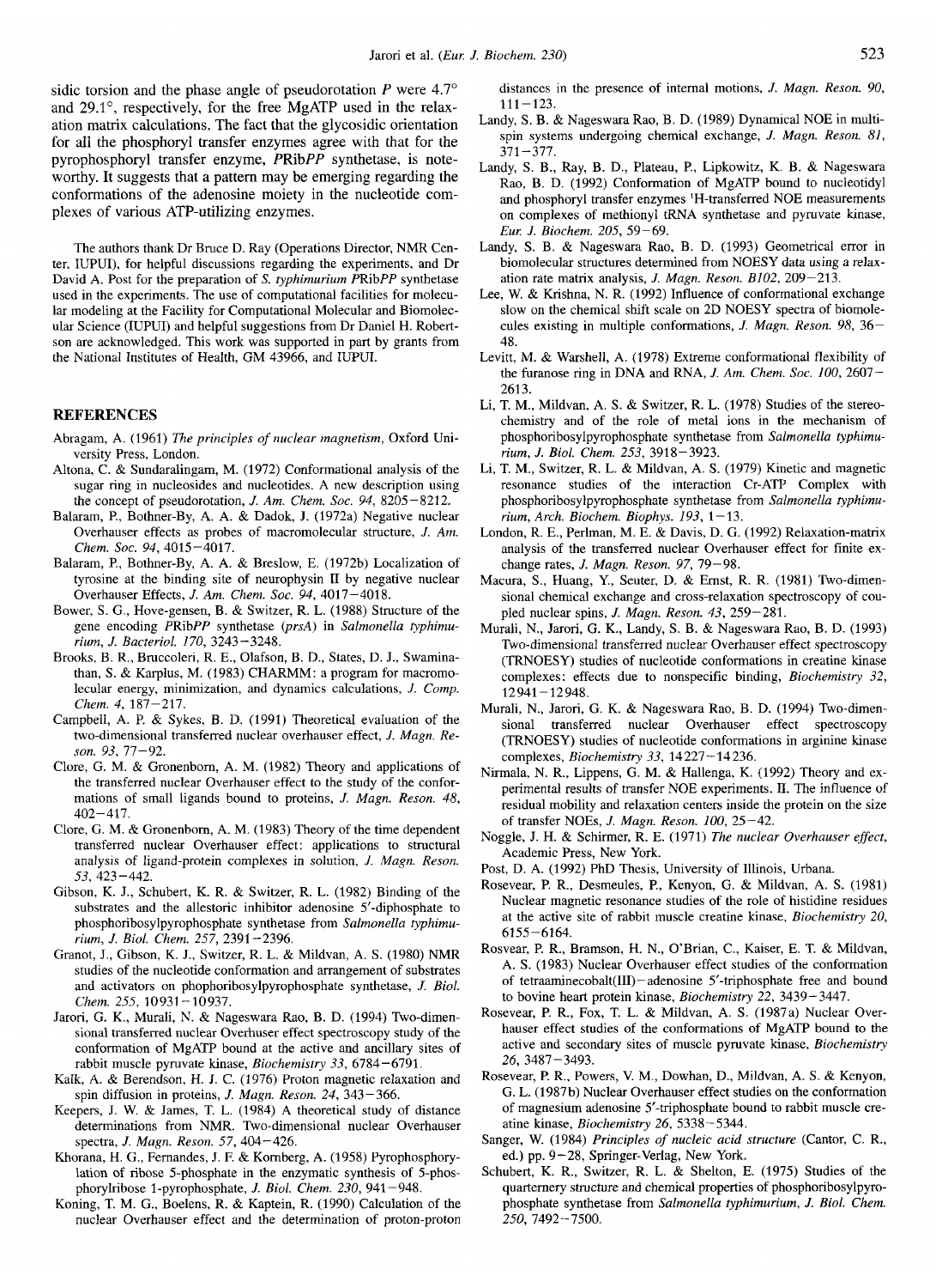sidic torsion and the phase angle of pseudorotation $P$ were 4.7° and 29.1°, respectively, for the free MgATP used in the relaxation matrix calculations. The fact that the glycosidic orientation for all the phosphoryl transfer enzymes agree with that for the pyrophosphoryl transfer enzyme, *P*Rib*PP* synthetase, is noteworthy. It suggests that a pattern may be emerging regarding the conformations of the adenosine moiety in the nucleotide complexes of various ATP-utilizing enzymes.

The authors thank Dr Bruce D. Ray (Operations Director, NMR Center, IUPUI), for helpful discussions regarding the experiments, and Dr David A. Post for the preparation of *S. typhimurium P*Rib*PP* synthetase used in the experiments. The use of computational facilities for molecular modeling at the Facility for Computational Molecular and Biomolecular Science (IUPUI) and helpful suggestions from Dr Daniel H. Robertson are acknowledged. This work was supported in part by grants from the National Institutes of Health, GM 43966, and IUPUI.

## REFERENCES

Abragam, A. (1961) *The principles of nuclear magnetism*, Oxford University Press, London.

Altona, C. & Sundaralingam, M. (1972) Conformational analysis of the sugar ring in nucleosides and nucleotides. A new description using the concept of pseudorotation, *J. Am. Chem. Soc. 94*, 8205–8212.

Balaram, P., Bothner-By, A. A. & Dadok, J. (1972a) Negative nuclear Overhauser effects as probes of macromolecular structure, *J. Am. Chem. Soc. 94*, 4015–4017.

Balaram, P., Bothner-By, A. A. & Breslow, E. (1972b) Localization of tyrosine at the binding site of neurophysin II by negative nuclear Overhauser Effects, *J. Am. Chem. Soc. 94*, 4017–4018.

Bower, S. G., Hove-gensen, B. & Switzer, R. L. (1988) Structure of the gene encoding *P*Rib*PP* synthetase (*prsA*) in *Salmonella typhimurium*, *J. Bacteriol. 170*, 3243–3248.

Brooks, B. R., Bruccoleri, R. E., Olafson, B. D., States, D. J., Swaminathan, S. & Karplus, M. (1983) CHARMM: a program for macromolecular energy, minimization, and dynamics calculations, *J. Comp. Chem. 4*, 187–217.

Campbell, A. P. & Sykes, B. D. (1991) Theoretical evaluation of the two-dimensional transferred nuclear overhauser effect, *J. Magn. Reson. 93*, 77–92.

Clore, G. M. & Gronenborn, A. M. (1982) Theory and applications of the transferred nuclear Overhauser effect to the study of the conformations of small ligands bound to proteins, *J. Magn. Reson. 48*, 402–417.

Clore, G. M. & Gronenborn, A. M. (1983) Theory of the time dependent transferred nuclear Overhauser effect: applications to structural analysis of ligand-protein complexes in solution, *J. Magn. Reson. 53*, 423–442.

Gibson, K. J., Schubert, K. R. & Switzer, R. L. (1982) Binding of the substrates and the allestoric inhibitor adenosine 5′-diphosphate to phosphoribosylpyrophosphate synthetase from *Salmonella typhimurium*, *J. Biol. Chem. 257*, 2391–2396.

Granot, J., Gibson, K. J., Switzer, R. L. & Mildvan, A. S. (1980) NMR studies of the nucleotide conformation and arrangement of substrates and activators on phophoribosylpyrophosphate synthetase, *J. Biol. Chem. 255*, 10931–10937.

Jarori, G. K., Murali, N. & Nageswara Rao, B. D. (1994) Two-dimensional transferred nuclear Overhuser effect spectroscopy study of the conformation of MgATP bound at the active and ancillary sites of rabbit muscle pyruvate kinase, *Biochemistry 33*, 6784–6791.

Kalk, A. & Berendson, H. J. C. (1976) Proton magnetic relaxation and spin diffusion in proteins, *J. Magn. Reson. 24*, 343–366.

Keepers, J. W. & James, T. L. (1984) A theoretical study of distance determinations from NMR. Two-dimensional nuclear Overhauser spectra, *J. Magn. Reson. 57*, 404–426.

Khorana, H. G., Fernandes, J. F. & Kornberg, A. (1958) Pyrophosphorylation of ribose 5-phosphate in the enzymatic synthesis of 5-phosphorylribose 1-pyrophosphate, *J. Biol. Chem. 230*, 941–948.

Koning, T. M. G., Boelens, R. & Kaptein, R. (1990) Calculation of the nuclear Overhauser effect and the determination of proton-proton distances in the presence of internal motions, *J. Magn. Reson. 90*, 111–123.

Landy, S. B. & Nageswara Rao, B. D. (1989) Dynamical NOE in multi-spin systems undergoing chemical exchange, *J. Magn. Reson. 81*, 371–377.

Landy, S. B., Ray, B. D., Plateau, P., Lipkowitz, K. B. & Nageswara Rao, B. D. (1992) Conformation of MgATP bound to nucleotidyl and phosphoryl transfer enzymes ¹H-transferred NOE measurements on complexes of methionyl tRNA synthetase and pyruvate kinase, *Eur. J. Biochem. 205*, 59–69.

Landy, S. B. & Nageswara Rao, B. D. (1993) Geometrical error in biomolecular structures determined from NOESY data using a relaxation rate matrix analysis, *J. Magn. Reson. B102*, 209–213.

Lee, W. & Krishna, N. R. (1992) Influence of conformational exchange slow on the chemical shift scale on 2D NOESY spectra of biomolecules existing in multiple conformations, *J. Magn. Reson. 98*, 36–48.

Levitt, M. & Warshell, A. (1978) Extreme conformational flexibility of the furanose ring in DNA and RNA, *J. Am. Chem. Soc. 100*, 2607–2613.

Li, T. M., Mildvan, A. S. & Switzer, R. L. (1978) Studies of the stereochemistry and of the role of metal ions in the mechanism of phosphoribosylpyrophosphate synthetase from *Salmonella typhimurium*, *J. Biol. Chem. 253*, 3918–3923.

Li, T. M., Switzer, R. L. & Mildvan, A. S. (1979) Kinetic and magnetic resonance studies of the interaction Cr-ATP Complex with phosphoribosylpyrophosphate synthetase from *Salmonella typhimurium*, *Arch. Biochem. Biophys. 193*, 1–13.

London, R. E., Perlman, M. E. & Davis, D. G. (1992) Relaxation-matrix analysis of the transferred nuclear Overhauser effect for finite exchange rates, *J. Magn. Reson. 97*, 79–98.

Macura, S., Huang, Y., Seuter, D. & Ernst, R. R. (1981) Two-dimensional chemical exchange and cross-relaxation spectroscopy of coupled nuclear spins, *J. Magn. Reson. 43*, 259–281.

Murali, N., Jarori, G. K., Landy, S. B. & Nageswara Rao, B. D. (1993) Two-dimensional transferred nuclear Overhauser effect spectroscopy (TRNOESY) studies of nucleotide conformations in creatine kinase complexes: effects due to nonspecific binding, *Biochemistry 32*, 12941–12948.

Murali, N., Jarori, G. K. & Nageswara Rao, B. D. (1994) Two-dimensional transferred nuclear Overhauser effect spectroscopy (TRNOESY) studies of nucleotide conformations in arginine kinase complexes, *Biochemistry 33*, 14227–14236.

Nirmala, N. R., Lippens, G. M. & Hallenga, K. (1992) Theory and experimental results of transfer NOE experiments. II. The influence of residual mobility and relaxation centers inside the protein on the size of transfer NOEs, *J. Magn. Reson. 100*, 25–42.

Noggle, J. H. & Schirmer, R. E. (1971) *The nuclear Overhauser effect*, Academic Press, New York.

Post, D. A. (1992) PhD Thesis, University of Illinois, Urbana.

Rosevear, P. R., Desmeules, P., Kenyon, G. & Mildvan, A. S. (1981) Nuclear magnetic resonance studies of the role of histidine residues at the active site of rabbit muscle creatine kinase, *Biochemistry 20*, 6155–6164.

Rosvear, P. R., Bramson, H. N., O'Brian, C., Kaiser, E. T. & Mildvan, A. S. (1983) Nuclear Overhauser effect studies of the conformation of tetraaminecobalt(III)–adenosine 5′-triphosphate free and bound to bovine heart protein kinase, *Biochemistry 22*, 3439–3447.

Rosevear, P. R., Fox, T. L. & Mildvan, A. S. (1987a) Nuclear Overhauser effect studies of the conformations of MgATP bound to the active and secondary sites of muscle pyruvate kinase, *Biochemistry 26*, 3487–3493.

Rosevear, P. R., Powers, V. M., Dowhan, D., Mildvan, A. S. & Kenyon, G. L. (1987b) Nuclear Overhauser effect studies on the conformation of magnesium adenosine 5′-triphosphate bound to rabbit muscle creatine kinase, *Biochemistry 26*, 5338–5344.

Sanger, W. (1984) *Principles of nucleic acid structure* (Cantor, C. R., ed.) pp. 9–28, Springer-Verlag, New York.

Schubert, K. R., Switzer, R. L. & Shelton, E. (1975) Studies of the quarternery structure and chemical properties of phosphoribosylpyrophosphate synthetase from *Salmonella typhimurium*, *J. Biol. Chem. 250*, 7492–7500.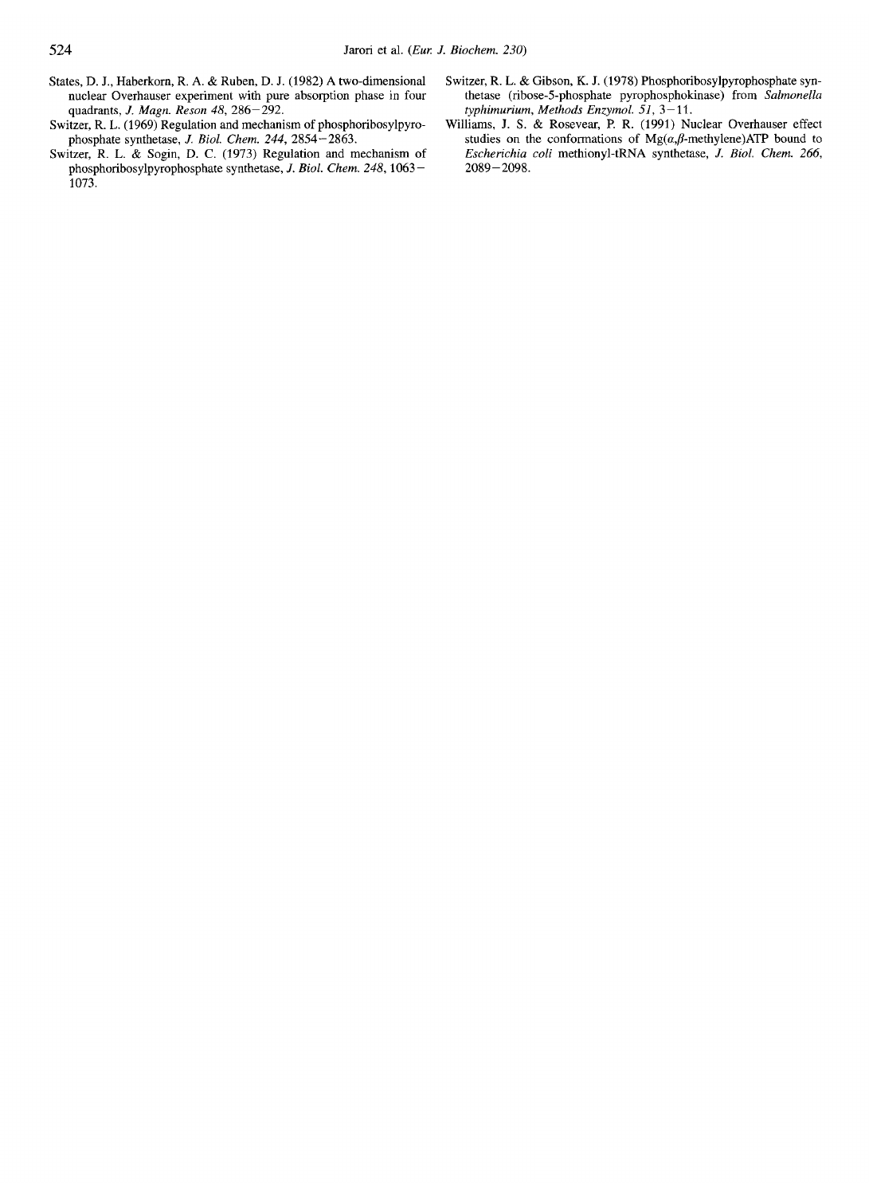States, D. J., Haberkorn, R. A. & Ruben, D. J. (1982) A two-dimensional nuclear Overhauser experiment with pure absorption phase in four quadrants, *J. Magn. Reson 48*, 286–292.

Switzer, R. L. (1969) Regulation and mechanism of phosphoribosylpyrophosphate synthetase, *J. Biol. Chem. 244*, 2854–2863.

Switzer, R. L. & Sogin, D. C. (1973) Regulation and mechanism of phosphoribosylpyrophosphate synthetase, *J. Biol. Chem. 248*, 1063–1073.

Switzer, R. L. & Gibson, K. J. (1978) Phosphoribosylpyrophosphate synthetase (ribose-5-phosphate pyrophosphokinase) from *Salmonella typhimurium*, *Methods Enzymol. 51*, 3–11.

Williams, J. S. & Rosevear, P. R. (1991) Nuclear Overhauser effect studies on the conformations of Mg($\alpha$,$\beta$-methylene)ATP bound to *Escherichia coli* methionyl-tRNA synthetase, *J. Biol. Chem. 266*, 2089–2098.